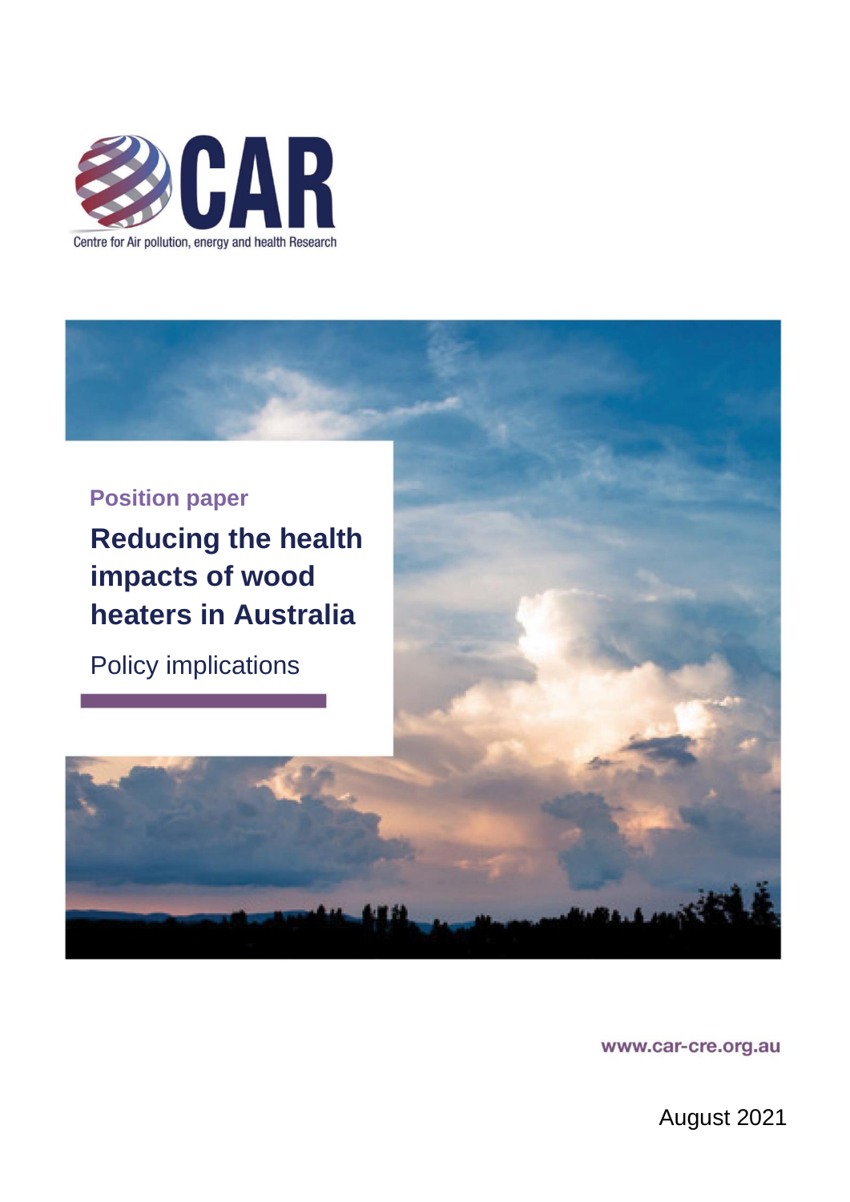CAR

Centre for Air pollution, energy and health Research

Position paper

# Reducing the health impacts of wood heaters in Australia

Policy implications

www.car-cre.org.au

August 2021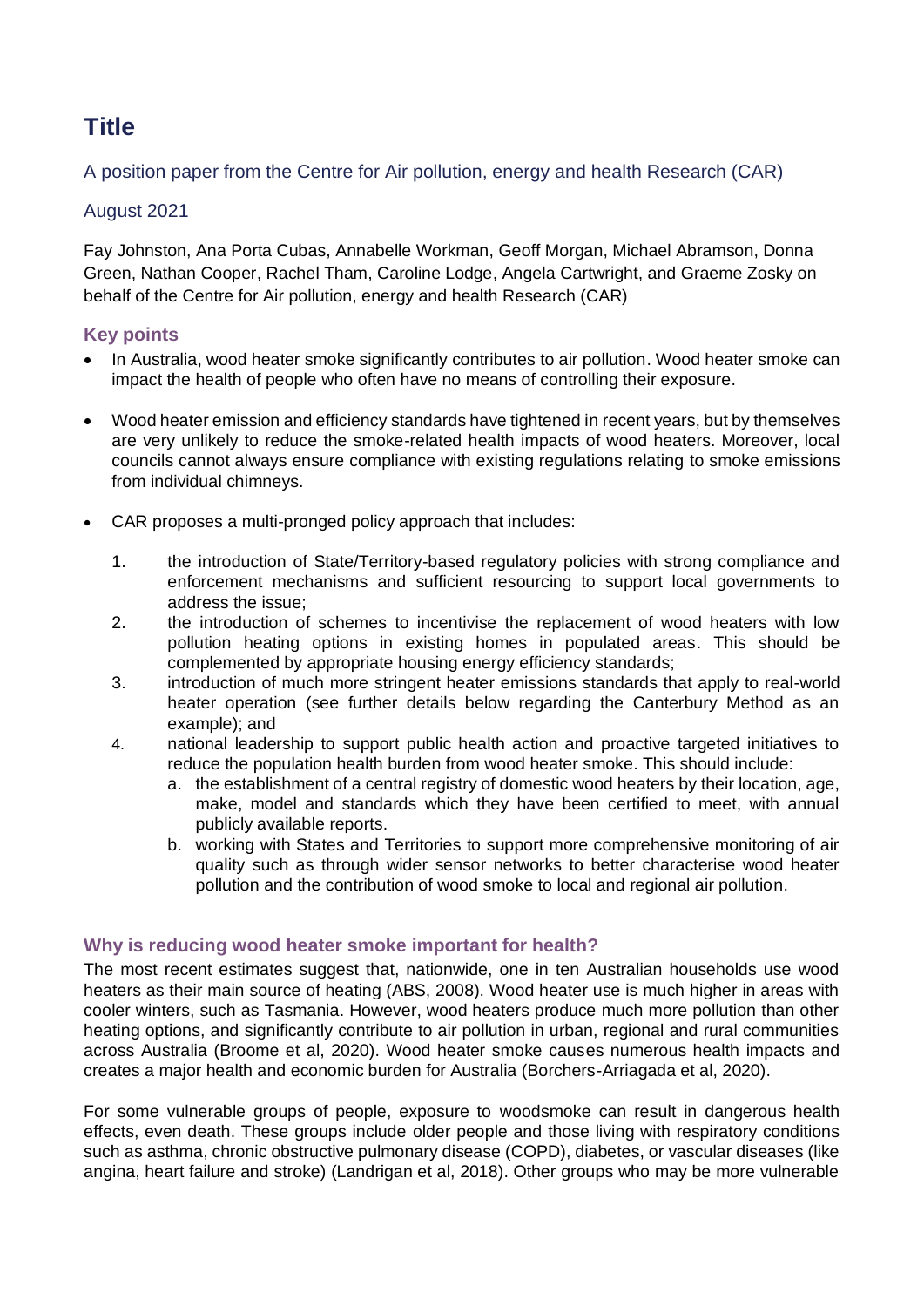# Title

## A position paper from the Centre for Air pollution, energy and health Research (CAR)

## August 2021

Fay Johnston, Ana Porta Cubas, Annabelle Workman, Geoff Morgan, Michael Abramson, Donna Green, Nathan Cooper, Rachel Tham, Caroline Lodge, Angela Cartwright, and Graeme Zosky on behalf of the Centre for Air pollution, energy and health Research (CAR)

### Key points

- In Australia, wood heater smoke significantly contributes to air pollution. Wood heater smoke can impact the health of people who often have no means of controlling their exposure.
- Wood heater emission and efficiency standards have tightened in recent years, but by themselves are very unlikely to reduce the smoke-related health impacts of wood heaters. Moreover, local councils cannot always ensure compliance with existing regulations relating to smoke emissions from individual chimneys.
- CAR proposes a multi-pronged policy approach that includes:
  1. the introduction of State/Territory-based regulatory policies with strong compliance and enforcement mechanisms and sufficient resourcing to support local governments to address the issue;
  2. the introduction of schemes to incentivise the replacement of wood heaters with low pollution heating options in existing homes in populated areas. This should be complemented by appropriate housing energy efficiency standards;
  3. introduction of much more stringent heater emissions standards that apply to real-world heater operation (see further details below regarding the Canterbury Method as an example); and
  4. national leadership to support public health action and proactive targeted initiatives to reduce the population health burden from wood heater smoke. This should include:
     a. the establishment of a central registry of domestic wood heaters by their location, age, make, model and standards which they have been certified to meet, with annual publicly available reports.
     b. working with States and Territories to support more comprehensive monitoring of air quality such as through wider sensor networks to better characterise wood heater pollution and the contribution of wood smoke to local and regional air pollution.

### Why is reducing wood heater smoke important for health?

The most recent estimates suggest that, nationwide, one in ten Australian households use wood heaters as their main source of heating (ABS, 2008). Wood heater use is much higher in areas with cooler winters, such as Tasmania. However, wood heaters produce much more pollution than other heating options, and significantly contribute to air pollution in urban, regional and rural communities across Australia (Broome et al, 2020). Wood heater smoke causes numerous health impacts and creates a major health and economic burden for Australia (Borchers-Arriagada et al, 2020).

For some vulnerable groups of people, exposure to woodsmoke can result in dangerous health effects, even death. These groups include older people and those living with respiratory conditions such as asthma, chronic obstructive pulmonary disease (COPD), diabetes, or vascular diseases (like angina, heart failure and stroke) (Landrigan et al, 2018). Other groups who may be more vulnerable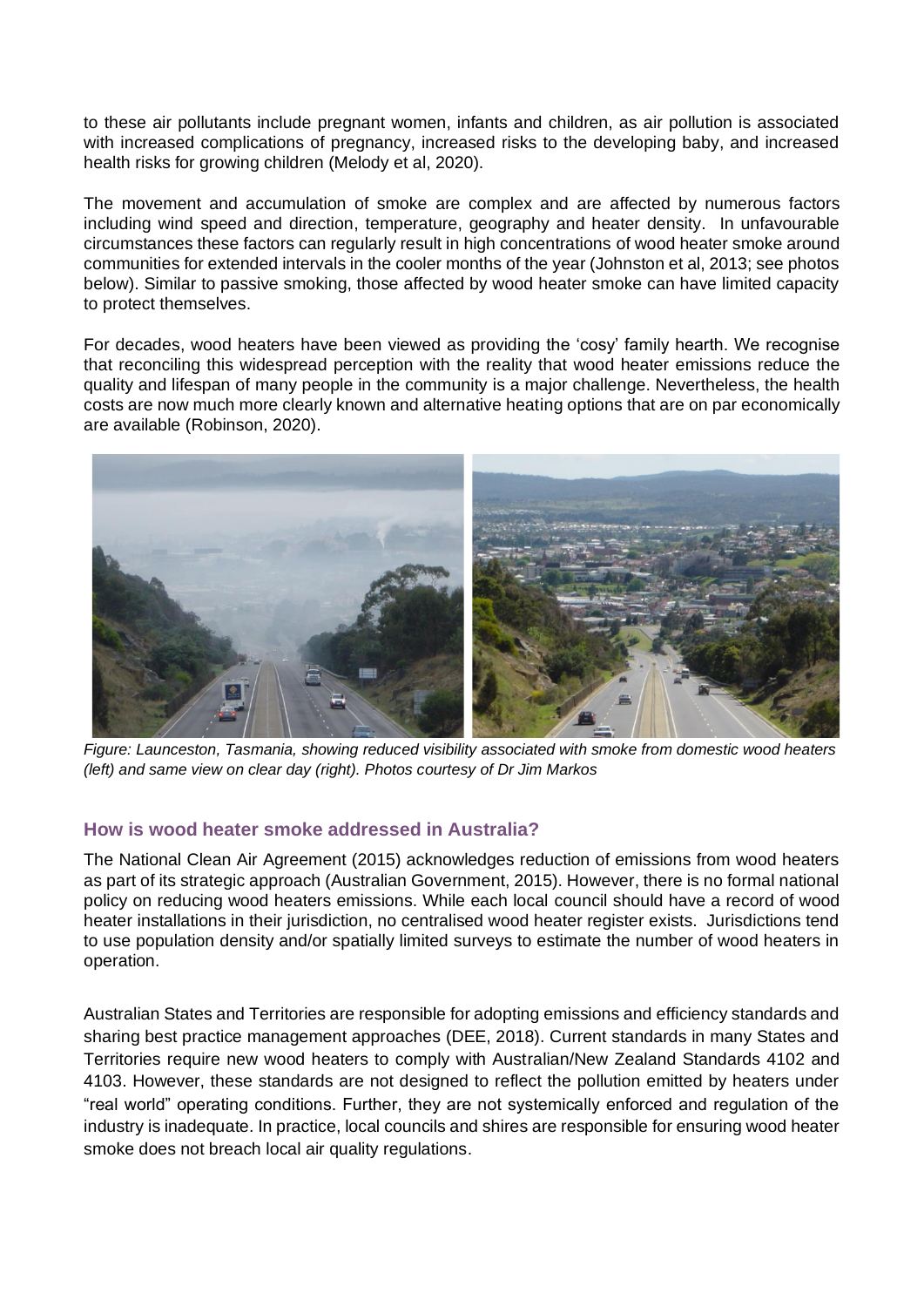to these air pollutants include pregnant women, infants and children, as air pollution is associated with increased complications of pregnancy, increased risks to the developing baby, and increased health risks for growing children (Melody et al, 2020).

The movement and accumulation of smoke are complex and are affected by numerous factors including wind speed and direction, temperature, geography and heater density. In unfavourable circumstances these factors can regularly result in high concentrations of wood heater smoke around communities for extended intervals in the cooler months of the year (Johnston et al, 2013; see photos below). Similar to passive smoking, those affected by wood heater smoke can have limited capacity to protect themselves.

For decades, wood heaters have been viewed as providing the 'cosy' family hearth. We recognise that reconciling this widespread perception with the reality that wood heater emissions reduce the quality and lifespan of many people in the community is a major challenge. Nevertheless, the health costs are now much more clearly known and alternative heating options that are on par economically are available (Robinson, 2020).

*Figure: Launceston, Tasmania, showing reduced visibility associated with smoke from domestic wood heaters (left) and same view on clear day (right). Photos courtesy of Dr Jim Markos*

## How is wood heater smoke addressed in Australia?

The National Clean Air Agreement (2015) acknowledges reduction of emissions from wood heaters as part of its strategic approach (Australian Government, 2015). However, there is no formal national policy on reducing wood heaters emissions. While each local council should have a record of wood heater installations in their jurisdiction, no centralised wood heater register exists. Jurisdictions tend to use population density and/or spatially limited surveys to estimate the number of wood heaters in operation.

Australian States and Territories are responsible for adopting emissions and efficiency standards and sharing best practice management approaches (DEE, 2018). Current standards in many States and Territories require new wood heaters to comply with Australian/New Zealand Standards 4102 and 4103. However, these standards are not designed to reflect the pollution emitted by heaters under "real world" operating conditions. Further, they are not systemically enforced and regulation of the industry is inadequate. In practice, local councils and shires are responsible for ensuring wood heater smoke does not breach local air quality regulations.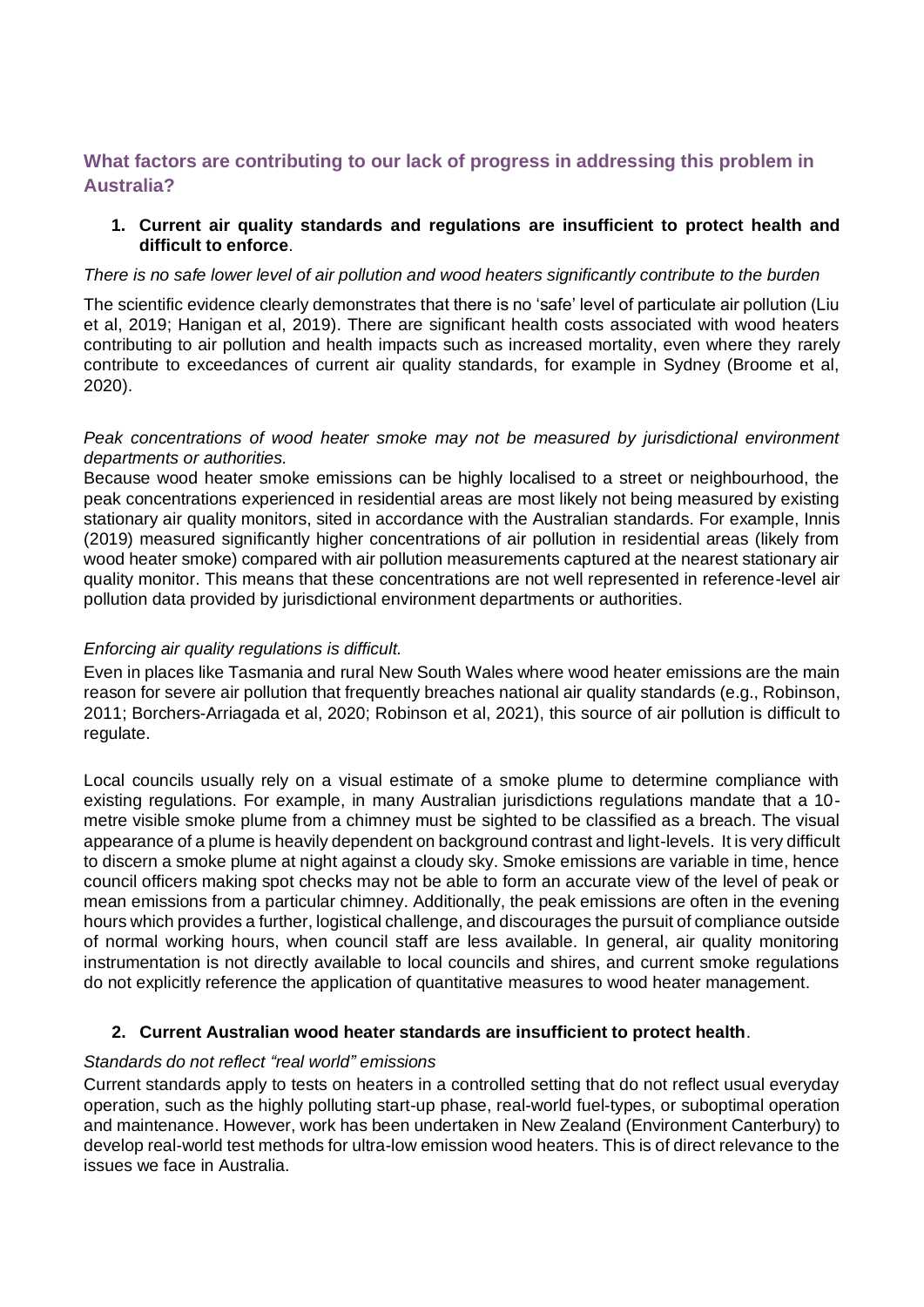## What factors are contributing to our lack of progress in addressing this problem in Australia?

1. **Current air quality standards and regulations are insufficient to protect health and difficult to enforce**.

*There is no safe lower level of air pollution and wood heaters significantly contribute to the burden*

The scientific evidence clearly demonstrates that there is no 'safe' level of particulate air pollution (Liu et al, 2019; Hanigan et al, 2019). There are significant health costs associated with wood heaters contributing to air pollution and health impacts such as increased mortality, even where they rarely contribute to exceedances of current air quality standards, for example in Sydney (Broome et al, 2020).

*Peak concentrations of wood heater smoke may not be measured by jurisdictional environment departments or authorities.*

Because wood heater smoke emissions can be highly localised to a street or neighbourhood, the peak concentrations experienced in residential areas are most likely not being measured by existing stationary air quality monitors, sited in accordance with the Australian standards. For example, Innis (2019) measured significantly higher concentrations of air pollution in residential areas (likely from wood heater smoke) compared with air pollution measurements captured at the nearest stationary air quality monitor. This means that these concentrations are not well represented in reference-level air pollution data provided by jurisdictional environment departments or authorities.

*Enforcing air quality regulations is difficult.*

Even in places like Tasmania and rural New South Wales where wood heater emissions are the main reason for severe air pollution that frequently breaches national air quality standards (e.g., Robinson, 2011; Borchers-Arriagada et al, 2020; Robinson et al, 2021), this source of air pollution is difficult to regulate.

Local councils usually rely on a visual estimate of a smoke plume to determine compliance with existing regulations. For example, in many Australian jurisdictions regulations mandate that a 10-metre visible smoke plume from a chimney must be sighted to be classified as a breach. The visual appearance of a plume is heavily dependent on background contrast and light-levels. It is very difficult to discern a smoke plume at night against a cloudy sky. Smoke emissions are variable in time, hence council officers making spot checks may not be able to form an accurate view of the level of peak or mean emissions from a particular chimney. Additionally, the peak emissions are often in the evening hours which provides a further, logistical challenge, and discourages the pursuit of compliance outside of normal working hours, when council staff are less available. In general, air quality monitoring instrumentation is not directly available to local councils and shires, and current smoke regulations do not explicitly reference the application of quantitative measures to wood heater management.

2. **Current Australian wood heater standards are insufficient to protect health**.

*Standards do not reflect "real world" emissions*

Current standards apply to tests on heaters in a controlled setting that do not reflect usual everyday operation, such as the highly polluting start-up phase, real-world fuel-types, or suboptimal operation and maintenance. However, work has been undertaken in New Zealand (Environment Canterbury) to develop real-world test methods for ultra-low emission wood heaters. This is of direct relevance to the issues we face in Australia.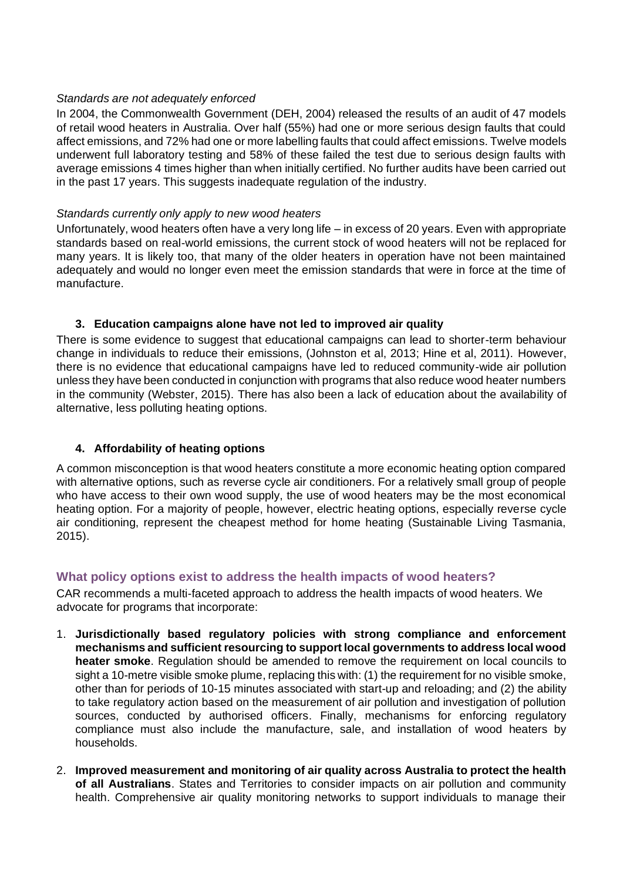*Standards are not adequately enforced*

In 2004, the Commonwealth Government (DEH, 2004) released the results of an audit of 47 models of retail wood heaters in Australia. Over half (55%) had one or more serious design faults that could affect emissions, and 72% had one or more labelling faults that could affect emissions. Twelve models underwent full laboratory testing and 58% of these failed the test due to serious design faults with average emissions 4 times higher than when initially certified. No further audits have been carried out in the past 17 years. This suggests inadequate regulation of the industry.

*Standards currently only apply to new wood heaters*

Unfortunately, wood heaters often have a very long life – in excess of 20 years. Even with appropriate standards based on real-world emissions, the current stock of wood heaters will not be replaced for many years. It is likely too, that many of the older heaters in operation have not been maintained adequately and would no longer even meet the emission standards that were in force at the time of manufacture.

### 3. Education campaigns alone have not led to improved air quality

There is some evidence to suggest that educational campaigns can lead to shorter-term behaviour change in individuals to reduce their emissions, (Johnston et al, 2013; Hine et al, 2011). However, there is no evidence that educational campaigns have led to reduced community-wide air pollution unless they have been conducted in conjunction with programs that also reduce wood heater numbers in the community (Webster, 2015). There has also been a lack of education about the availability of alternative, less polluting heating options.

### 4. Affordability of heating options

A common misconception is that wood heaters constitute a more economic heating option compared with alternative options, such as reverse cycle air conditioners. For a relatively small group of people who have access to their own wood supply, the use of wood heaters may be the most economical heating option. For a majority of people, however, electric heating options, especially reverse cycle air conditioning, represent the cheapest method for home heating (Sustainable Living Tasmania, 2015).

## What policy options exist to address the health impacts of wood heaters?

CAR recommends a multi-faceted approach to address the health impacts of wood heaters. We advocate for programs that incorporate:

1. **Jurisdictionally based regulatory policies with strong compliance and enforcement mechanisms and sufficient resourcing to support local governments to address local wood heater smoke**. Regulation should be amended to remove the requirement on local councils to sight a 10-metre visible smoke plume, replacing this with: (1) the requirement for no visible smoke, other than for periods of 10-15 minutes associated with start-up and reloading; and (2) the ability to take regulatory action based on the measurement of air pollution and investigation of pollution sources, conducted by authorised officers. Finally, mechanisms for enforcing regulatory compliance must also include the manufacture, sale, and installation of wood heaters by households.
2. **Improved measurement and monitoring of air quality across Australia to protect the health of all Australians**. States and Territories to consider impacts on air pollution and community health. Comprehensive air quality monitoring networks to support individuals to manage their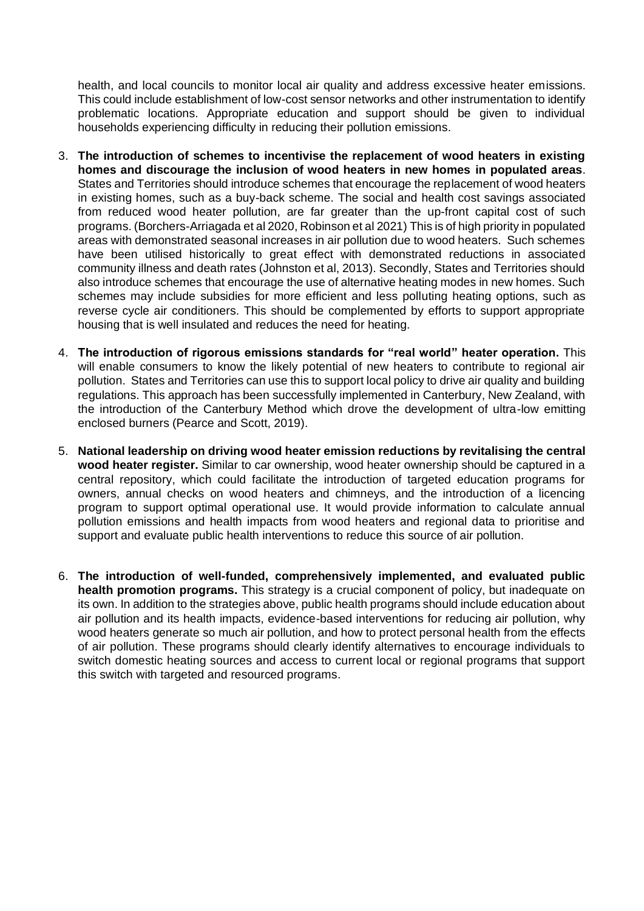health, and local councils to monitor local air quality and address excessive heater emissions. This could include establishment of low-cost sensor networks and other instrumentation to identify problematic locations. Appropriate education and support should be given to individual households experiencing difficulty in reducing their pollution emissions.

3. **The introduction of schemes to incentivise the replacement of wood heaters in existing homes and discourage the inclusion of wood heaters in new homes in populated areas**. States and Territories should introduce schemes that encourage the replacement of wood heaters in existing homes, such as a buy-back scheme. The social and health cost savings associated from reduced wood heater pollution, are far greater than the up-front capital cost of such programs. (Borchers-Arriagada et al 2020, Robinson et al 2021) This is of high priority in populated areas with demonstrated seasonal increases in air pollution due to wood heaters. Such schemes have been utilised historically to great effect with demonstrated reductions in associated community illness and death rates (Johnston et al, 2013). Secondly, States and Territories should also introduce schemes that encourage the use of alternative heating modes in new homes. Such schemes may include subsidies for more efficient and less polluting heating options, such as reverse cycle air conditioners. This should be complemented by efforts to support appropriate housing that is well insulated and reduces the need for heating.

4. **The introduction of rigorous emissions standards for "real world" heater operation.** This will enable consumers to know the likely potential of new heaters to contribute to regional air pollution. States and Territories can use this to support local policy to drive air quality and building regulations. This approach has been successfully implemented in Canterbury, New Zealand, with the introduction of the Canterbury Method which drove the development of ultra-low emitting enclosed burners (Pearce and Scott, 2019).

5. **National leadership on driving wood heater emission reductions by revitalising the central wood heater register.** Similar to car ownership, wood heater ownership should be captured in a central repository, which could facilitate the introduction of targeted education programs for owners, annual checks on wood heaters and chimneys, and the introduction of a licencing program to support optimal operational use. It would provide information to calculate annual pollution emissions and health impacts from wood heaters and regional data to prioritise and support and evaluate public health interventions to reduce this source of air pollution.

6. **The introduction of well-funded, comprehensively implemented, and evaluated public health promotion programs.** This strategy is a crucial component of policy, but inadequate on its own. In addition to the strategies above, public health programs should include education about air pollution and its health impacts, evidence-based interventions for reducing air pollution, why wood heaters generate so much air pollution, and how to protect personal health from the effects of air pollution. These programs should clearly identify alternatives to encourage individuals to switch domestic heating sources and access to current local or regional programs that support this switch with targeted and resourced programs.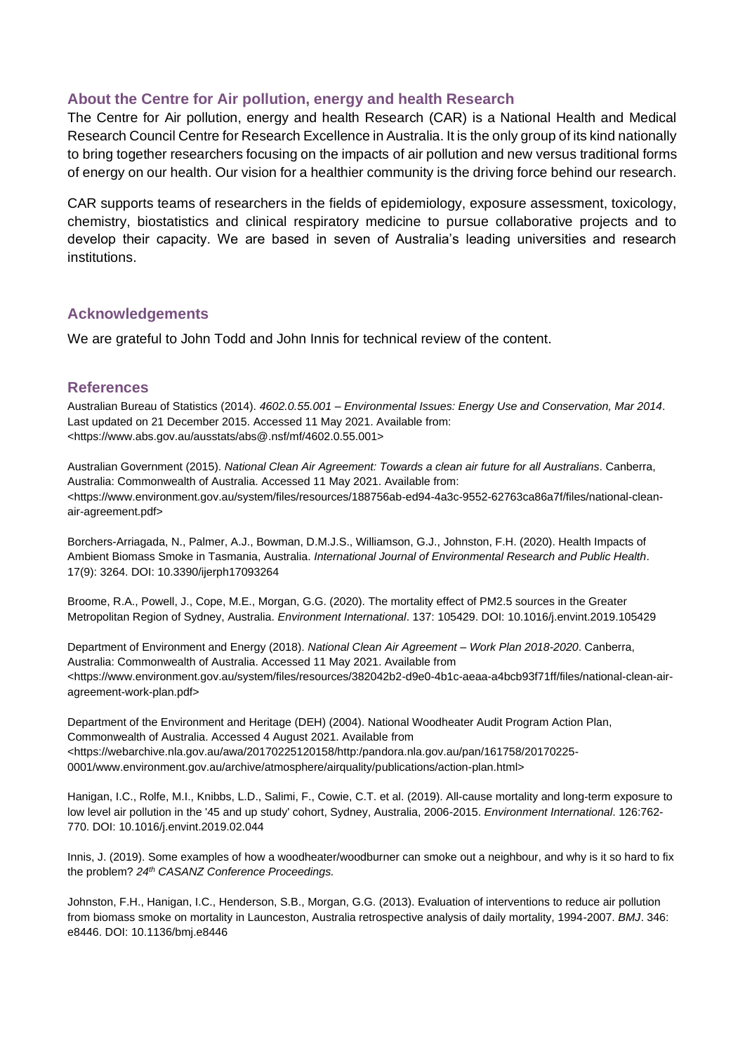## About the Centre for Air pollution, energy and health Research

The Centre for Air pollution, energy and health Research (CAR) is a National Health and Medical Research Council Centre for Research Excellence in Australia. It is the only group of its kind nationally to bring together researchers focusing on the impacts of air pollution and new versus traditional forms of energy on our health. Our vision for a healthier community is the driving force behind our research.

CAR supports teams of researchers in the fields of epidemiology, exposure assessment, toxicology, chemistry, biostatistics and clinical respiratory medicine to pursue collaborative projects and to develop their capacity. We are based in seven of Australia's leading universities and research institutions.

## Acknowledgements

We are grateful to John Todd and John Innis for technical review of the content.

## References

Australian Bureau of Statistics (2014). *4602.0.55.001 – Environmental Issues: Energy Use and Conservation, Mar 2014*. Last updated on 21 December 2015. Accessed 11 May 2021. Available from: <https://www.abs.gov.au/ausstats/abs@.nsf/mf/4602.0.55.001>

Australian Government (2015). *National Clean Air Agreement: Towards a clean air future for all Australians*. Canberra, Australia: Commonwealth of Australia. Accessed 11 May 2021. Available from: <https://www.environment.gov.au/system/files/resources/188756ab-ed94-4a3c-9552-62763ca86a7f/files/national-clean-air-agreement.pdf>

Borchers-Arriagada, N., Palmer, A.J., Bowman, D.M.J.S., Williamson, G.J., Johnston, F.H. (2020). Health Impacts of Ambient Biomass Smoke in Tasmania, Australia. *International Journal of Environmental Research and Public Health*. 17(9): 3264. DOI: 10.3390/ijerph17093264

Broome, R.A., Powell, J., Cope, M.E., Morgan, G.G. (2020). The mortality effect of PM2.5 sources in the Greater Metropolitan Region of Sydney, Australia. *Environment International*. 137: 105429. DOI: 10.1016/j.envint.2019.105429

Department of Environment and Energy (2018). *National Clean Air Agreement – Work Plan 2018-2020*. Canberra, Australia: Commonwealth of Australia. Accessed 11 May 2021. Available from <https://www.environment.gov.au/system/files/resources/382042b2-d9e0-4b1c-aeaa-a4bcb93f71ff/files/national-clean-air-agreement-work-plan.pdf>

Department of the Environment and Heritage (DEH) (2004). National Woodheater Audit Program Action Plan, Commonwealth of Australia. Accessed 4 August 2021. Available from <https://webarchive.nla.gov.au/awa/20170225120158/http:/pandora.nla.gov.au/pan/161758/20170225-0001/www.environment.gov.au/archive/atmosphere/airquality/publications/action-plan.html>

Hanigan, I.C., Rolfe, M.I., Knibbs, L.D., Salimi, F., Cowie, C.T. et al. (2019). All-cause mortality and long-term exposure to low level air pollution in the '45 and up study' cohort, Sydney, Australia, 2006-2015. *Environment International*. 126:762-770. DOI: 10.1016/j.envint.2019.02.044

Innis, J. (2019). Some examples of how a woodheater/woodburner can smoke out a neighbour, and why is it so hard to fix the problem? *24th CASANZ Conference Proceedings.*

Johnston, F.H., Hanigan, I.C., Henderson, S.B., Morgan, G.G. (2013). Evaluation of interventions to reduce air pollution from biomass smoke on mortality in Launceston, Australia retrospective analysis of daily mortality, 1994-2007. *BMJ*. 346: e8446. DOI: 10.1136/bmj.e8446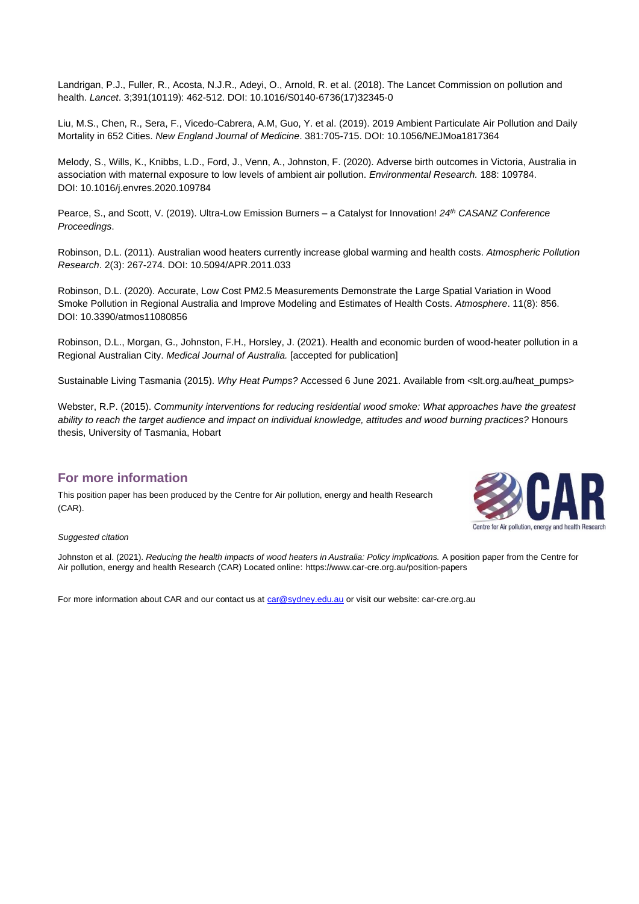Landrigan, P.J., Fuller, R., Acosta, N.J.R., Adeyi, O., Arnold, R. et al. (2018). The Lancet Commission on pollution and health. *Lancet*. 3;391(10119): 462-512. DOI: 10.1016/S0140-6736(17)32345-0

Liu, M.S., Chen, R., Sera, F., Vicedo-Cabrera, A.M, Guo, Y. et al. (2019). 2019 Ambient Particulate Air Pollution and Daily Mortality in 652 Cities. *New England Journal of Medicine*. 381:705-715. DOI: 10.1056/NEJMoa1817364

Melody, S., Wills, K., Knibbs, L.D., Ford, J., Venn, A., Johnston, F. (2020). Adverse birth outcomes in Victoria, Australia in association with maternal exposure to low levels of ambient air pollution. *Environmental Research.* 188: 109784. DOI: 10.1016/j.envres.2020.109784

Pearce, S., and Scott, V. (2019). Ultra-Low Emission Burners – a Catalyst for Innovation! *24th CASANZ Conference Proceedings*.

Robinson, D.L. (2011). Australian wood heaters currently increase global warming and health costs. *Atmospheric Pollution Research*. 2(3): 267-274. DOI: 10.5094/APR.2011.033

Robinson, D.L. (2020). Accurate, Low Cost PM2.5 Measurements Demonstrate the Large Spatial Variation in Wood Smoke Pollution in Regional Australia and Improve Modeling and Estimates of Health Costs. *Atmosphere*. 11(8): 856. DOI: 10.3390/atmos11080856

Robinson, D.L., Morgan, G., Johnston, F.H., Horsley, J. (2021). Health and economic burden of wood-heater pollution in a Regional Australian City. *Medical Journal of Australia.* [accepted for publication]

Sustainable Living Tasmania (2015). *Why Heat Pumps?* Accessed 6 June 2021. Available from <slt.org.au/heat_pumps>

Webster, R.P. (2015). *Community interventions for reducing residential wood smoke: What approaches have the greatest ability to reach the target audience and impact on individual knowledge, attitudes and wood burning practices?* Honours thesis, University of Tasmania, Hobart

## For more information

This position paper has been produced by the Centre for Air pollution, energy and health Research (CAR).

CAR
Centre for Air pollution, energy and health Research

*Suggested citation*

Johnston et al. (2021). *Reducing the health impacts of wood heaters in Australia: Policy implications.* A position paper from the Centre for Air pollution, energy and health Research (CAR) Located online: https://www.car-cre.org.au/position-papers

For more information about CAR and our contact us at car@sydney.edu.au or visit our website: car-cre.org.au